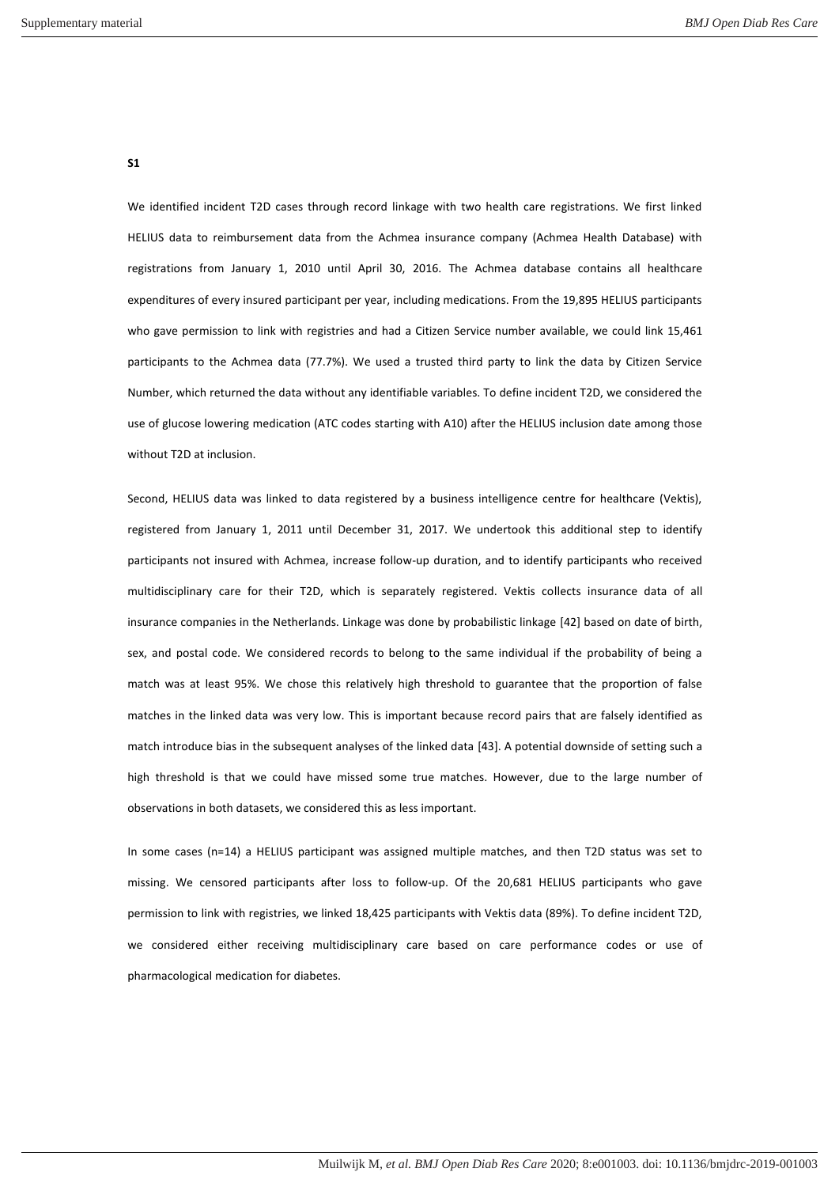**S1**

We identified incident T2D cases through record linkage with two health care registrations. We first linked HELIUS data to reimbursement data from the Achmea insurance company (Achmea Health Database) with registrations from January 1, 2010 until April 30, 2016. The Achmea database contains all healthcare expenditures of every insured participant per year, including medications. From the 19,895 HELIUS participants who gave permission to link with registries and had a Citizen Service number available, we could link 15,461 participants to the Achmea data (77.7%). We used a trusted third party to link the data by Citizen Service Number, which returned the data without any identifiable variables. To define incident T2D, we considered the use of glucose lowering medication (ATC codes starting with A10) after the HELIUS inclusion date among those without T2D at inclusion.

Second, HELIUS data was linked to data registered by a business intelligence centre for healthcare (Vektis), registered from January 1, 2011 until December 31, 2017. We undertook this additional step to identify participants not insured with Achmea, increase follow-up duration, and to identify participants who received multidisciplinary care for their T2D, which is separately registered. Vektis collects insurance data of all insurance companies in the Netherlands. Linkage was done by probabilistic linkage [42] based on date of birth, sex, and postal code. We considered records to belong to the same individual if the probability of being a match was at least 95%. We chose this relatively high threshold to guarantee that the proportion of false matches in the linked data was very low. This is important because record pairs that are falsely identified as match introduce bias in the subsequent analyses of the linked data [43]. A potential downside of setting such a high threshold is that we could have missed some true matches. However, due to the large number of observations in both datasets, we considered this as less important.

In some cases (n=14) a HELIUS participant was assigned multiple matches, and then T2D status was set to missing. We censored participants after loss to follow-up. Of the 20,681 HELIUS participants who gave permission to link with registries, we linked 18,425 participants with Vektis data (89%). To define incident T2D, we considered either receiving multidisciplinary care based on care performance codes or use of pharmacological medication for diabetes.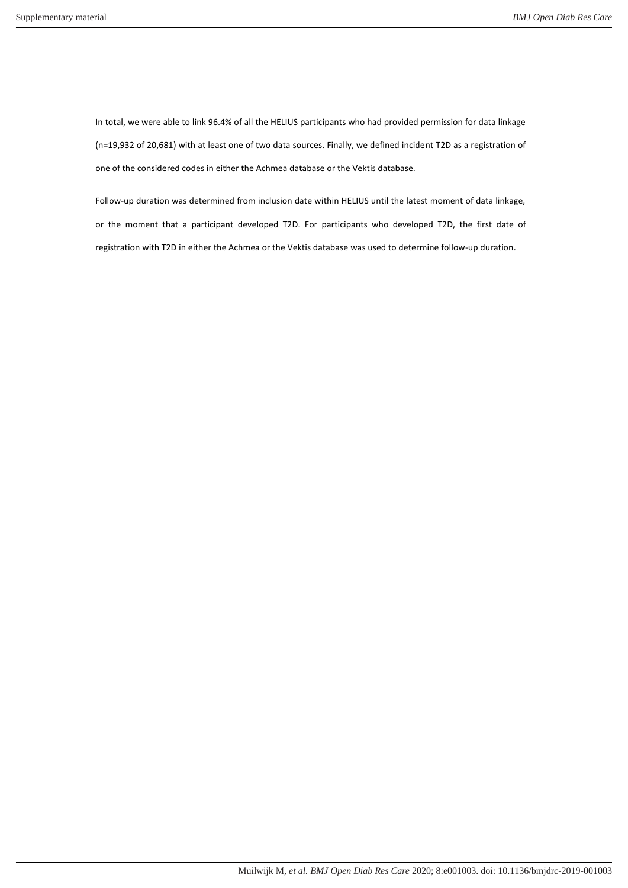In total, we were able to link 96.4% of all the HELIUS participants who had provided permission for data linkage (n=19,932 of 20,681) with at least one of two data sources. Finally, we defined incident T2D as a registration of one of the considered codes in either the Achmea database or the Vektis database.

Follow-up duration was determined from inclusion date within HELIUS until the latest moment of data linkage, or the moment that a participant developed T2D. For participants who developed T2D, the first date of registration with T2D in either the Achmea or the Vektis database was used to determine follow-up duration.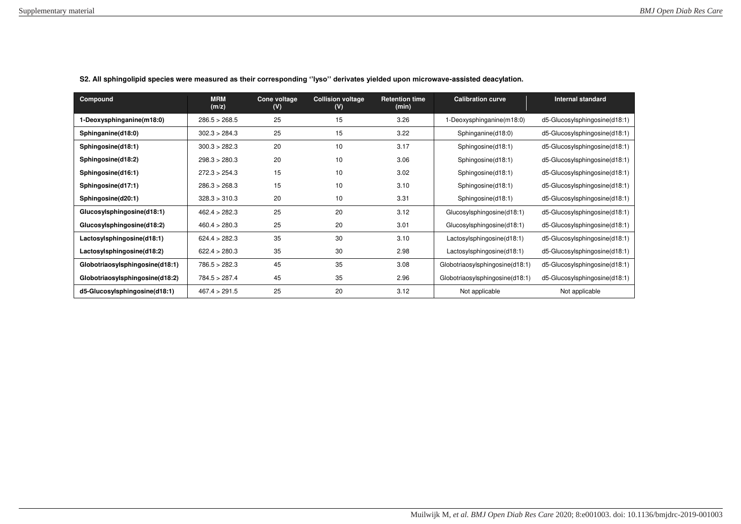**S2. All sphingolipid species were measured as their corresponding ''lyso'' derivates yielded upon microwave-assisted deacylation.**

| Compound | MRM (m/z) | Cone voltage (V) | Collision voltage (V) | Retention time (min) | Calibration curve | Internal standard |
|---|---|---|---|---|---|---|
| **1-Deoxysphinganine(m18:0)** | 286.5 > 268.5 | 25 | 15 | 3.26 | 1-Deoxysphinganine(m18:0) | d5-Glucosylsphingosine(d18:1) |
| **Sphinganine(d18:0)** | 302.3 > 284.3 | 25 | 15 | 3.22 | Sphinganine(d18:0) | d5-Glucosylsphingosine(d18:1) |
| **Sphingosine(d18:1)** | 300.3 > 282.3 | 20 | 10 | 3.17 | Sphingosine(d18:1) | d5-Glucosylsphingosine(d18:1) |
| **Sphingosine(d18:2)** | 298.3 > 280.3 | 20 | 10 | 3.06 | Sphingosine(d18:1) | d5-Glucosylsphingosine(d18:1) |
| **Sphingosine(d16:1)** | 272.3 > 254.3 | 15 | 10 | 3.02 | Sphingosine(d18:1) | d5-Glucosylsphingosine(d18:1) |
| **Sphingosine(d17:1)** | 286.3 > 268.3 | 15 | 10 | 3.10 | Sphingosine(d18:1) | d5-Glucosylsphingosine(d18:1) |
| **Sphingosine(d20:1)** | 328.3 > 310.3 | 20 | 10 | 3.31 | Sphingosine(d18:1) | d5-Glucosylsphingosine(d18:1) |
| **Glucosylsphingosine(d18:1)** | 462.4 > 282.3 | 25 | 20 | 3.12 | Glucosylsphingosine(d18:1) | d5-Glucosylsphingosine(d18:1) |
| **Glucosylsphingosine(d18:2)** | 460.4 > 280.3 | 25 | 20 | 3.01 | Glucosylsphingosine(d18:1) | d5-Glucosylsphingosine(d18:1) |
| **Lactosylsphingosine(d18:1)** | 624.4 > 282.3 | 35 | 30 | 3.10 | Lactosylsphingosine(d18:1) | d5-Glucosylsphingosine(d18:1) |
| **Lactosylsphingosine(d18:2)** | 622.4 > 280.3 | 35 | 30 | 2.98 | Lactosylsphingosine(d18:1) | d5-Glucosylsphingosine(d18:1) |
| **Globotriaosylsphingosine(d18:1)** | 786.5 > 282.3 | 45 | 35 | 3.08 | Globotriaosylsphingosine(d18:1) | d5-Glucosylsphingosine(d18:1) |
| **Globotriaosylsphingosine(d18:2)** | 784.5 > 287.4 | 45 | 35 | 2.96 | Globotriaosylsphingosine(d18:1) | d5-Glucosylsphingosine(d18:1) |
| **d5-Glucosylsphingosine(d18:1)** | 467.4 > 291.5 | 25 | 20 | 3.12 | Not applicable | Not applicable |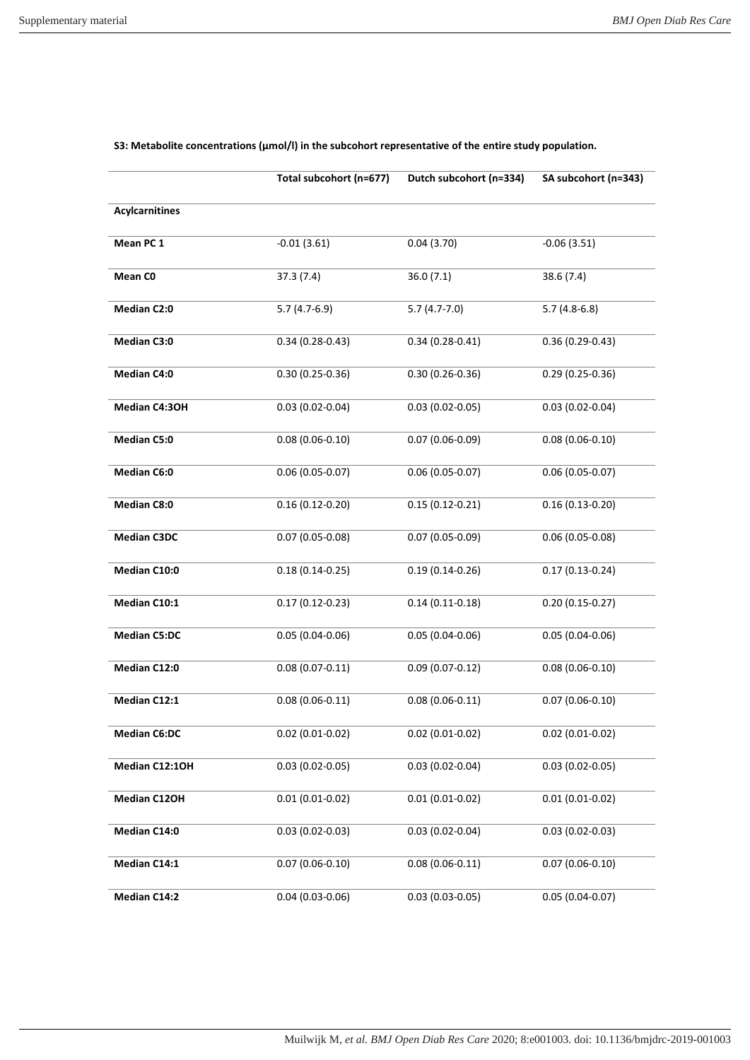**S3: Metabolite concentrations (µmol/l) in the subcohort representative of the entire study population.**

| | Total subcohort (n=677) | Dutch subcohort (n=334) | SA subcohort (n=343) |
|---|---|---|---|
| **Acylcarnitines** | | | |
| **Mean PC 1** | -0.01 (3.61) | 0.04 (3.70) | -0.06 (3.51) |
| **Mean C0** | 37.3 (7.4) | 36.0 (7.1) | 38.6 (7.4) |
| **Median C2:0** | 5.7 (4.7-6.9) | 5.7 (4.7-7.0) | 5.7 (4.8-6.8) |
| **Median C3:0** | 0.34 (0.28-0.43) | 0.34 (0.28-0.41) | 0.36 (0.29-0.43) |
| **Median C4:0** | 0.30 (0.25-0.36) | 0.30 (0.26-0.36) | 0.29 (0.25-0.36) |
| **Median C4:3OH** | 0.03 (0.02-0.04) | 0.03 (0.02-0.05) | 0.03 (0.02-0.04) |
| **Median C5:0** | 0.08 (0.06-0.10) | 0.07 (0.06-0.09) | 0.08 (0.06-0.10) |
| **Median C6:0** | 0.06 (0.05-0.07) | 0.06 (0.05-0.07) | 0.06 (0.05-0.07) |
| **Median C8:0** | 0.16 (0.12-0.20) | 0.15 (0.12-0.21) | 0.16 (0.13-0.20) |
| **Median C3DC** | 0.07 (0.05-0.08) | 0.07 (0.05-0.09) | 0.06 (0.05-0.08) |
| **Median C10:0** | 0.18 (0.14-0.25) | 0.19 (0.14-0.26) | 0.17 (0.13-0.24) |
| **Median C10:1** | 0.17 (0.12-0.23) | 0.14 (0.11-0.18) | 0.20 (0.15-0.27) |
| **Median C5:DC** | 0.05 (0.04-0.06) | 0.05 (0.04-0.06) | 0.05 (0.04-0.06) |
| **Median C12:0** | 0.08 (0.07-0.11) | 0.09 (0.07-0.12) | 0.08 (0.06-0.10) |
| **Median C12:1** | 0.08 (0.06-0.11) | 0.08 (0.06-0.11) | 0.07 (0.06-0.10) |
| **Median C6:DC** | 0.02 (0.01-0.02) | 0.02 (0.01-0.02) | 0.02 (0.01-0.02) |
| **Median C12:1OH** | 0.03 (0.02-0.05) | 0.03 (0.02-0.04) | 0.03 (0.02-0.05) |
| **Median C12OH** | 0.01 (0.01-0.02) | 0.01 (0.01-0.02) | 0.01 (0.01-0.02) |
| **Median C14:0** | 0.03 (0.02-0.03) | 0.03 (0.02-0.04) | 0.03 (0.02-0.03) |
| **Median C14:1** | 0.07 (0.06-0.10) | 0.08 (0.06-0.11) | 0.07 (0.06-0.10) |
| **Median C14:2** | 0.04 (0.03-0.06) | 0.03 (0.03-0.05) | 0.05 (0.04-0.07) |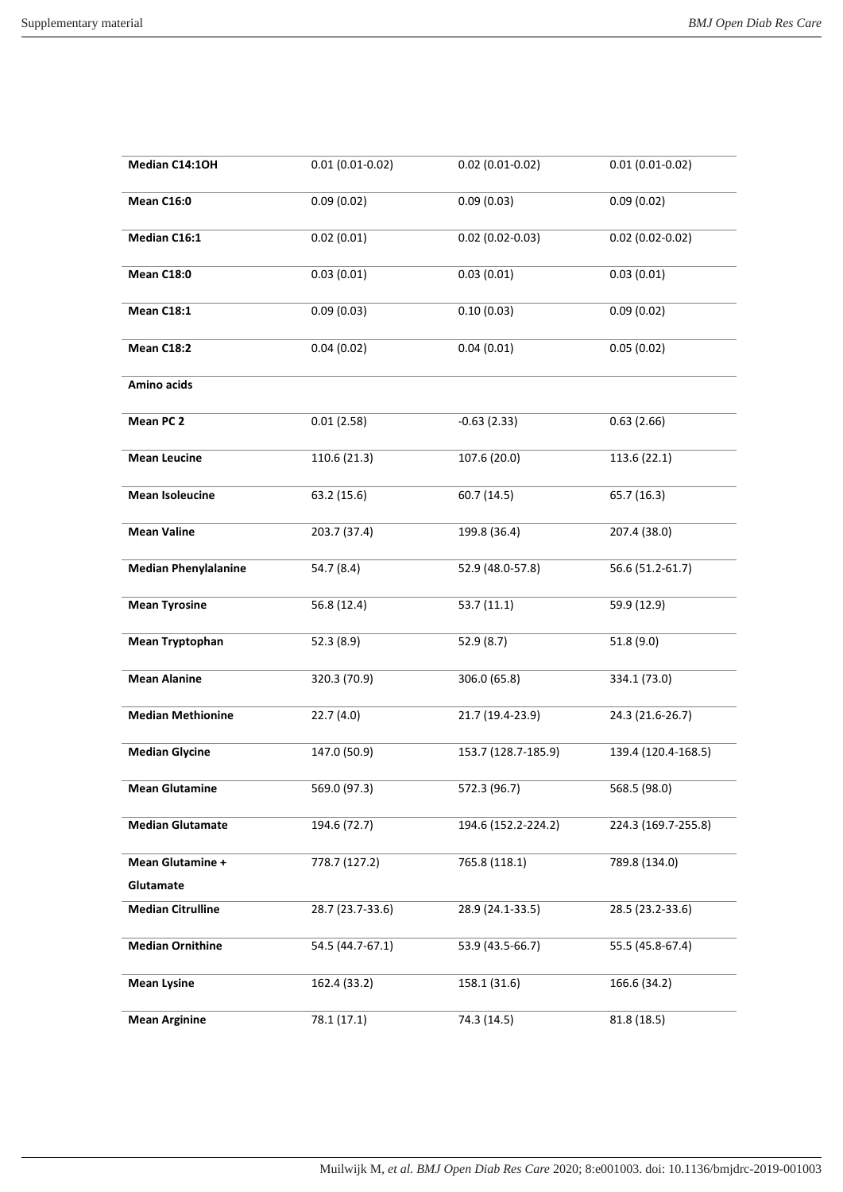| | | | |
|---|---|---|---|
| **Median C14:1OH** | 0.01 (0.01-0.02) | 0.02 (0.01-0.02) | 0.01 (0.01-0.02) |
| **Mean C16:0** | 0.09 (0.02) | 0.09 (0.03) | 0.09 (0.02) |
| **Median C16:1** | 0.02 (0.01) | 0.02 (0.02-0.03) | 0.02 (0.02-0.02) |
| **Mean C18:0** | 0.03 (0.01) | 0.03 (0.01) | 0.03 (0.01) |
| **Mean C18:1** | 0.09 (0.03) | 0.10 (0.03) | 0.09 (0.02) |
| **Mean C18:2** | 0.04 (0.02) | 0.04 (0.01) | 0.05 (0.02) |
| **Amino acids** | | | |
| **Mean PC 2** | 0.01 (2.58) | -0.63 (2.33) | 0.63 (2.66) |
| **Mean Leucine** | 110.6 (21.3) | 107.6 (20.0) | 113.6 (22.1) |
| **Mean Isoleucine** | 63.2 (15.6) | 60.7 (14.5) | 65.7 (16.3) |
| **Mean Valine** | 203.7 (37.4) | 199.8 (36.4) | 207.4 (38.0) |
| **Median Phenylalanine** | 54.7 (8.4) | 52.9 (48.0-57.8) | 56.6 (51.2-61.7) |
| **Mean Tyrosine** | 56.8 (12.4) | 53.7 (11.1) | 59.9 (12.9) |
| **Mean Tryptophan** | 52.3 (8.9) | 52.9 (8.7) | 51.8 (9.0) |
| **Mean Alanine** | 320.3 (70.9) | 306.0 (65.8) | 334.1 (73.0) |
| **Median Methionine** | 22.7 (4.0) | 21.7 (19.4-23.9) | 24.3 (21.6-26.7) |
| **Median Glycine** | 147.0 (50.9) | 153.7 (128.7-185.9) | 139.4 (120.4-168.5) |
| **Mean Glutamine** | 569.0 (97.3) | 572.3 (96.7) | 568.5 (98.0) |
| **Median Glutamate** | 194.6 (72.7) | 194.6 (152.2-224.2) | 224.3 (169.7-255.8) |
| **Mean Glutamine + Glutamate** | 778.7 (127.2) | 765.8 (118.1) | 789.8 (134.0) |
| **Median Citrulline** | 28.7 (23.7-33.6) | 28.9 (24.1-33.5) | 28.5 (23.2-33.6) |
| **Median Ornithine** | 54.5 (44.7-67.1) | 53.9 (43.5-66.7) | 55.5 (45.8-67.4) |
| **Mean Lysine** | 162.4 (33.2) | 158.1 (31.6) | 166.6 (34.2) |
| **Mean Arginine** | 78.1 (17.1) | 74.3 (14.5) | 81.8 (18.5) |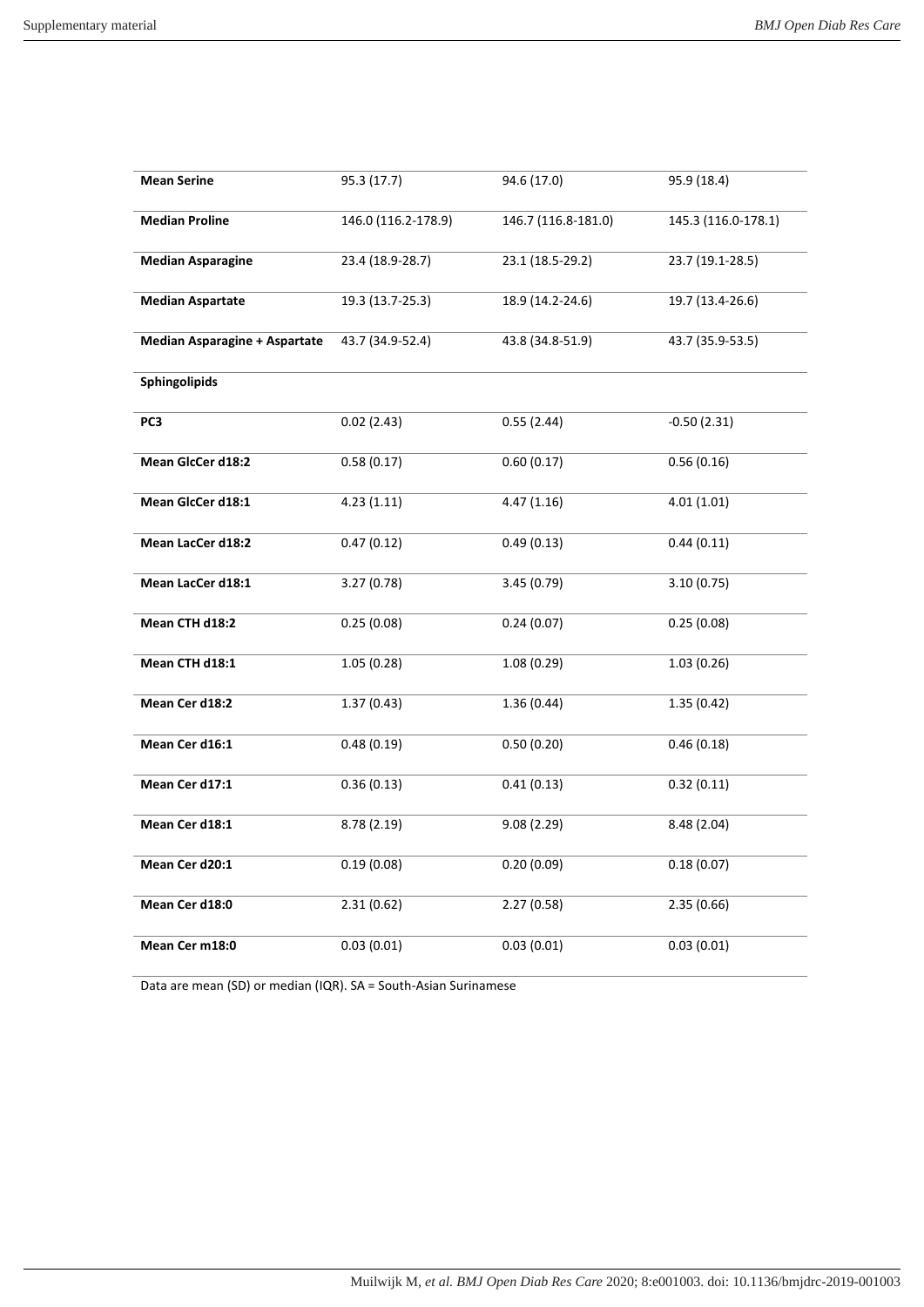| | | | |
|---|---|---|---|
| **Mean Serine** | 95.3 (17.7) | 94.6 (17.0) | 95.9 (18.4) |
| **Median Proline** | 146.0 (116.2-178.9) | 146.7 (116.8-181.0) | 145.3 (116.0-178.1) |
| **Median Asparagine** | 23.4 (18.9-28.7) | 23.1 (18.5-29.2) | 23.7 (19.1-28.5) |
| **Median Aspartate** | 19.3 (13.7-25.3) | 18.9 (14.2-24.6) | 19.7 (13.4-26.6) |
| **Median Asparagine + Aspartate** | 43.7 (34.9-52.4) | 43.8 (34.8-51.9) | 43.7 (35.9-53.5) |
| **Sphingolipids** | | | |
| **PC3** | 0.02 (2.43) | 0.55 (2.44) | -0.50 (2.31) |
| **Mean GlcCer d18:2** | 0.58 (0.17) | 0.60 (0.17) | 0.56 (0.16) |
| **Mean GlcCer d18:1** | 4.23 (1.11) | 4.47 (1.16) | 4.01 (1.01) |
| **Mean LacCer d18:2** | 0.47 (0.12) | 0.49 (0.13) | 0.44 (0.11) |
| **Mean LacCer d18:1** | 3.27 (0.78) | 3.45 (0.79) | 3.10 (0.75) |
| **Mean CTH d18:2** | 0.25 (0.08) | 0.24 (0.07) | 0.25 (0.08) |
| **Mean CTH d18:1** | 1.05 (0.28) | 1.08 (0.29) | 1.03 (0.26) |
| **Mean Cer d18:2** | 1.37 (0.43) | 1.36 (0.44) | 1.35 (0.42) |
| **Mean Cer d16:1** | 0.48 (0.19) | 0.50 (0.20) | 0.46 (0.18) |
| **Mean Cer d17:1** | 0.36 (0.13) | 0.41 (0.13) | 0.32 (0.11) |
| **Mean Cer d18:1** | 8.78 (2.19) | 9.08 (2.29) | 8.48 (2.04) |
| **Mean Cer d20:1** | 0.19 (0.08) | 0.20 (0.09) | 0.18 (0.07) |
| **Mean Cer d18:0** | 2.31 (0.62) | 2.27 (0.58) | 2.35 (0.66) |
| **Mean Cer m18:0** | 0.03 (0.01) | 0.03 (0.01) | 0.03 (0.01) |

Data are mean (SD) or median (IQR). SA = South-Asian Surinamese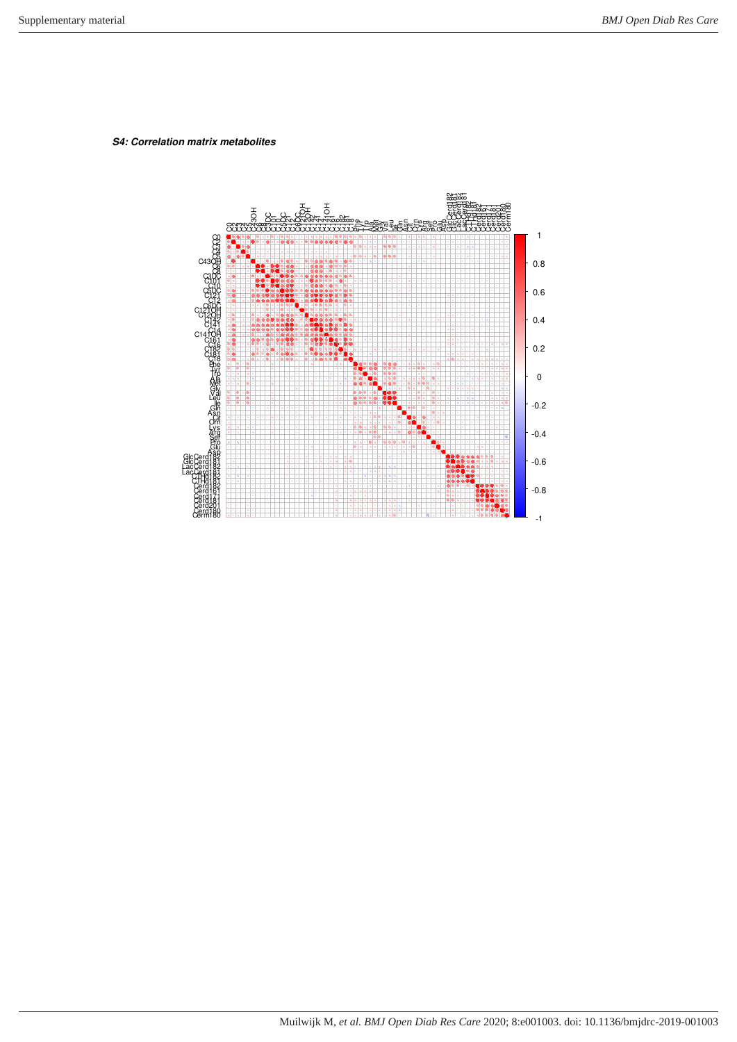***S4: Correlation matrix metabolites***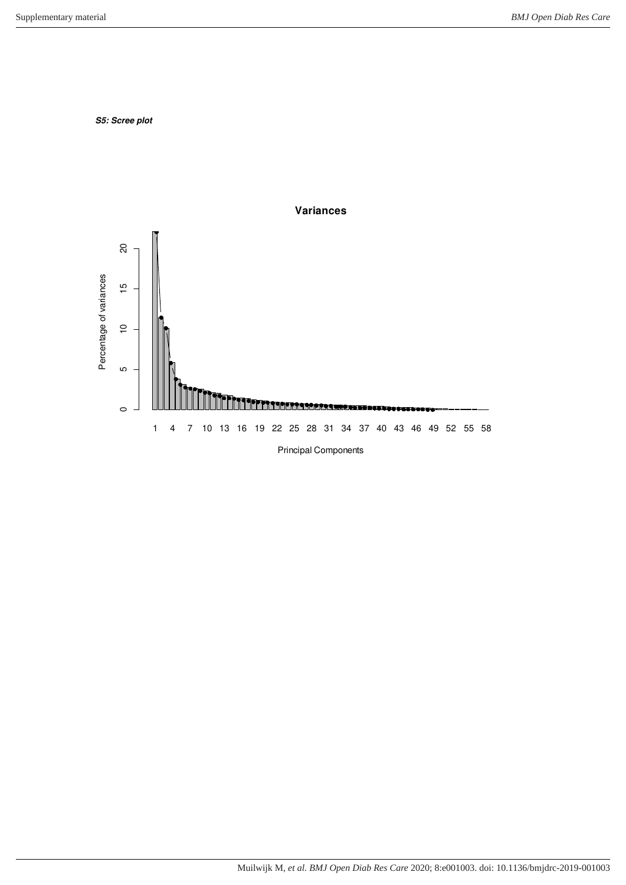***S5: Scree plot***

**Variances**

Percentage of variances

0
5
10
15
20

1 4 7 10 13 16 19 22 25 28 31 34 37 40 43 46 49 52 55 58

Principal Components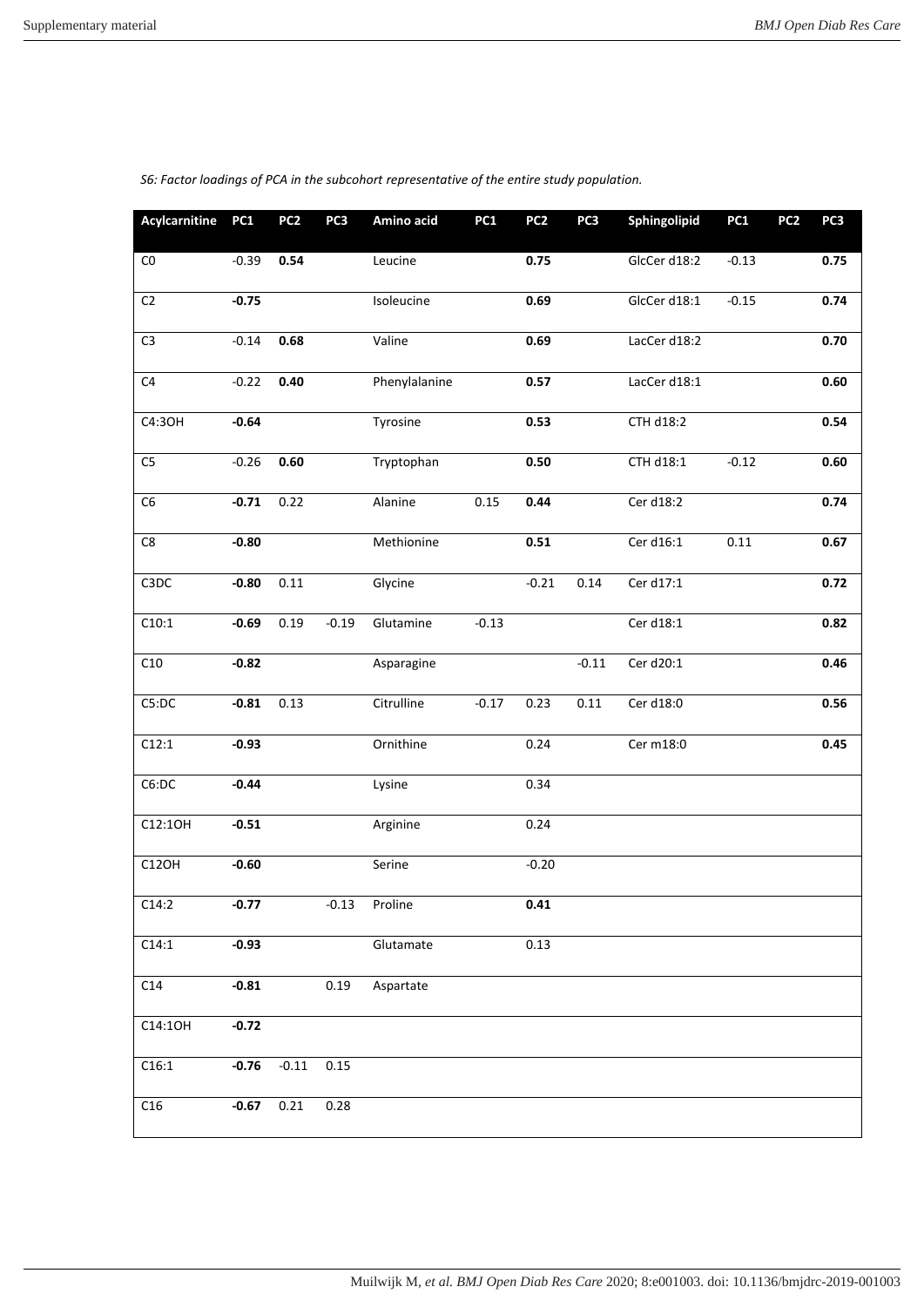*S6: Factor loadings of PCA in the subcohort representative of the entire study population.*

| Acylcarnitine | PC1 | PC2 | PC3 | Amino acid | PC1 | PC2 | PC3 | Sphingolipid | PC1 | PC2 | PC3 |
|---|---|---|---|---|---|---|---|---|---|---|---|
| C0 | -0.39 | **0.54** | | Leucine | | **0.75** | | GlcCer d18:2 | -0.13 | | **0.75** |
| C2 | **-0.75** | | | Isoleucine | | **0.69** | | GlcCer d18:1 | -0.15 | | **0.74** |
| C3 | -0.14 | **0.68** | | Valine | | **0.69** | | LacCer d18:2 | | | **0.70** |
| C4 | -0.22 | **0.40** | | Phenylalanine | | **0.57** | | LacCer d18:1 | | | **0.60** |
| C4:3OH | **-0.64** | | | Tyrosine | | **0.53** | | CTH d18:2 | | | **0.54** |
| C5 | -0.26 | **0.60** | | Tryptophan | | **0.50** | | CTH d18:1 | -0.12 | | **0.60** |
| C6 | **-0.71** | 0.22 | | Alanine | 0.15 | **0.44** | | Cer d18:2 | | | **0.74** |
| C8 | **-0.80** | | | Methionine | | **0.51** | | Cer d16:1 | 0.11 | | **0.67** |
| C3DC | **-0.80** | 0.11 | | Glycine | | -0.21 | 0.14 | Cer d17:1 | | | **0.72** |
| C10:1 | **-0.69** | 0.19 | -0.19 | Glutamine | -0.13 | | | Cer d18:1 | | | **0.82** |
| C10 | **-0.82** | | | Asparagine | | | -0.11 | Cer d20:1 | | | **0.46** |
| C5:DC | **-0.81** | 0.13 | | Citrulline | -0.17 | 0.23 | 0.11 | Cer d18:0 | | | **0.56** |
| C12:1 | **-0.93** | | | Ornithine | | 0.24 | | Cer m18:0 | | | **0.45** |
| C6:DC | **-0.44** | | | Lysine | | 0.34 | | | | | |
| C12:1OH | **-0.51** | | | Arginine | | 0.24 | | | | | |
| C12OH | **-0.60** | | | Serine | | -0.20 | | | | | |
| C14:2 | **-0.77** | | -0.13 | Proline | | **0.41** | | | | | |
| C14:1 | **-0.93** | | | Glutamate | | 0.13 | | | | | |
| C14 | **-0.81** | | 0.19 | Aspartate | | | | | | | |
| C14:1OH | **-0.72** | | | | | | | | | | |
| C16:1 | **-0.76** | -0.11 | 0.15 | | | | | | | | |
| C16 | **-0.67** | 0.21 | 0.28 | | | | | | | | |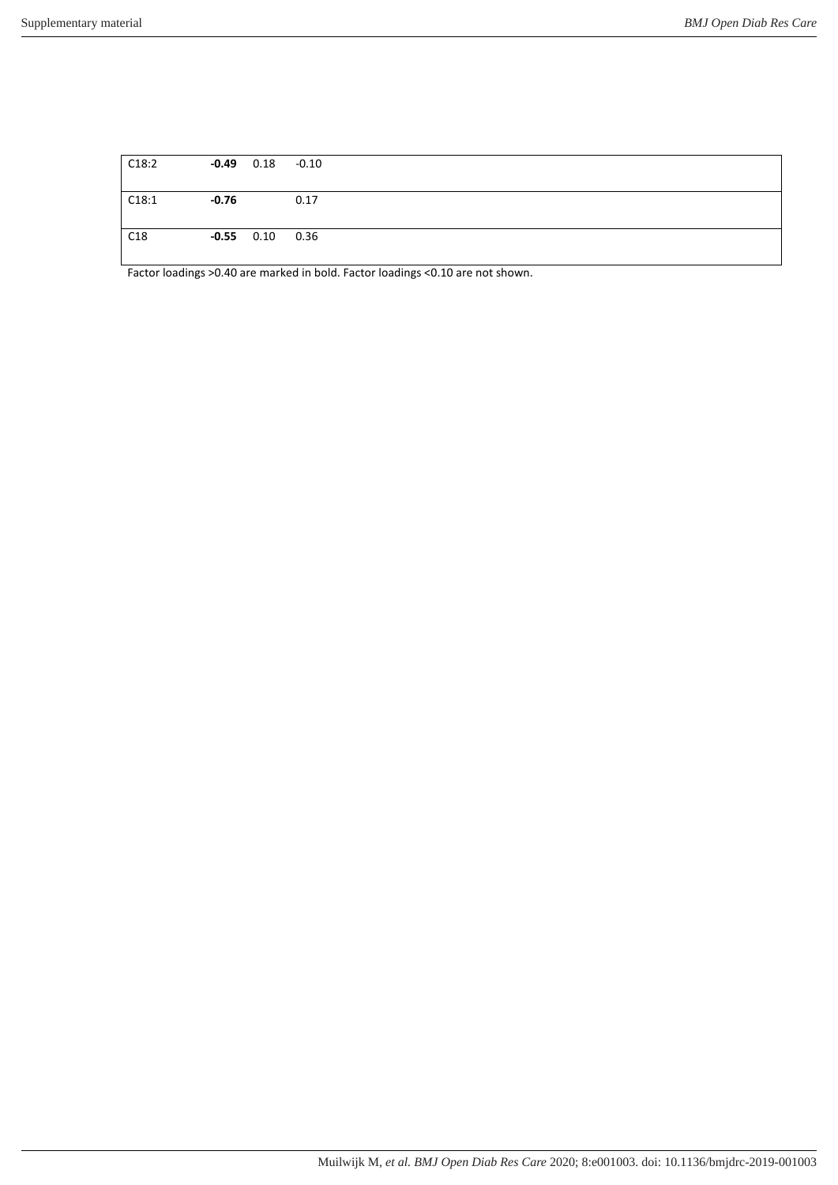| | | | |
|---|---|---|---|
| C18:2 | **-0.49** | 0.18 | -0.10 |
| C18:1 | **-0.76** | | 0.17 |
| C18 | **-0.55** | 0.10 | 0.36 |

Factor loadings >0.40 are marked in bold. Factor loadings <0.10 are not shown.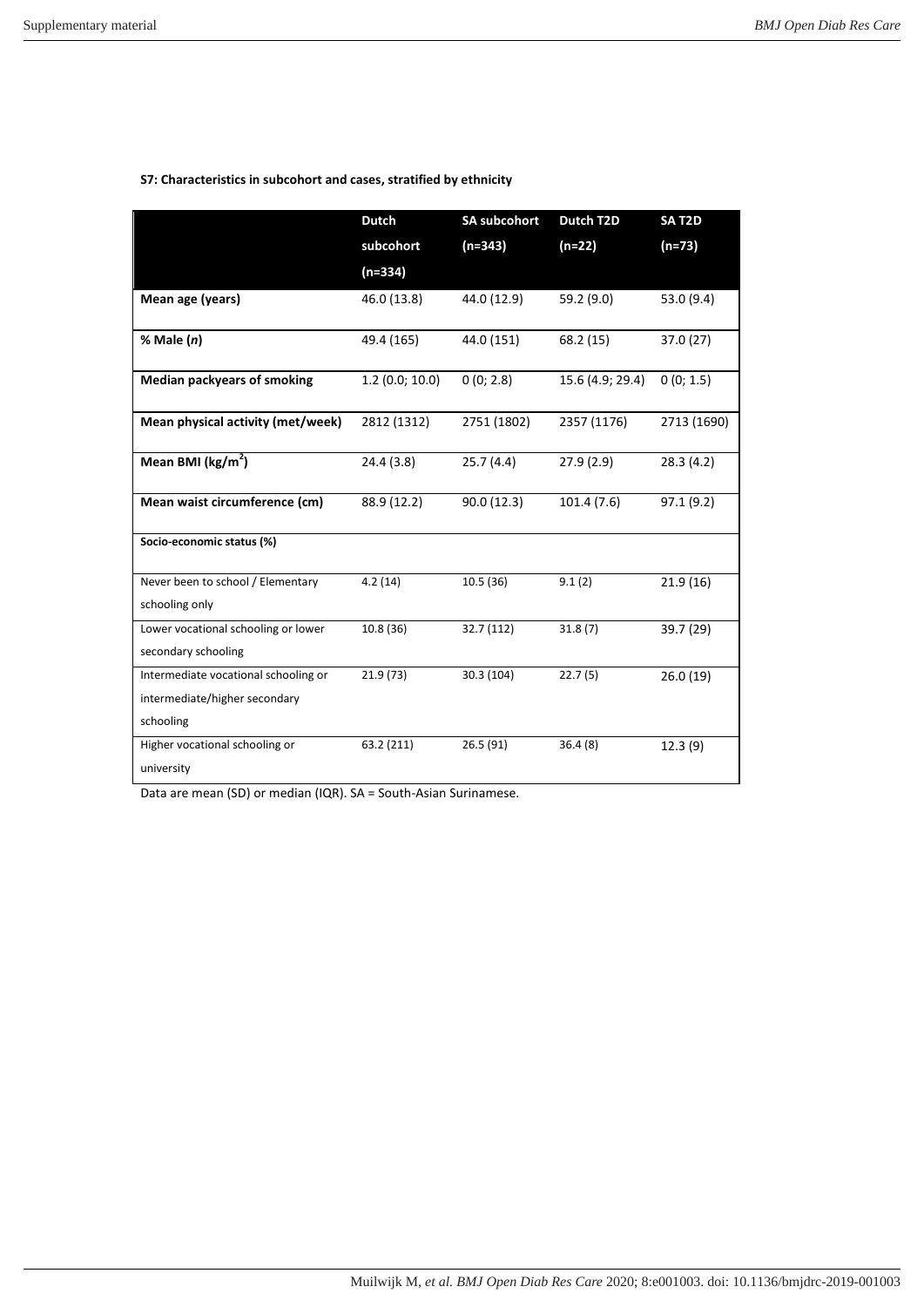**S7: Characteristics in subcohort and cases, stratified by ethnicity**

| | Dutch subcohort (n=334) | SA subcohort (n=343) | Dutch T2D (n=22) | SA T2D (n=73) |
|---|---|---|---|---|
| **Mean age (years)** | 46.0 (13.8) | 44.0 (12.9) | 59.2 (9.0) | 53.0 (9.4) |
| **% Male (*n*)** | 49.4 (165) | 44.0 (151) | 68.2 (15) | 37.0 (27) |
| **Median packyears of smoking** | 1.2 (0.0; 10.0) | 0 (0; 2.8) | 15.6 (4.9; 29.4) | 0 (0; 1.5) |
| **Mean physical activity (met/week)** | 2812 (1312) | 2751 (1802) | 2357 (1176) | 2713 (1690) |
| **Mean BMI ($kg/m^2$)** | 24.4 (3.8) | 25.7 (4.4) | 27.9 (2.9) | 28.3 (4.2) |
| **Mean waist circumference (cm)** | 88.9 (12.2) | 90.0 (12.3) | 101.4 (7.6) | 97.1 (9.2) |
| **Socio-economic status (%)** | | | | |
| Never been to school / Elementary schooling only | 4.2 (14) | 10.5 (36) | 9.1 (2) | 21.9 (16) |
| Lower vocational schooling or lower secondary schooling | 10.8 (36) | 32.7 (112) | 31.8 (7) | 39.7 (29) |
| Intermediate vocational schooling or intermediate/higher secondary schooling | 21.9 (73) | 30.3 (104) | 22.7 (5) | 26.0 (19) |
| Higher vocational schooling or university | 63.2 (211) | 26.5 (91) | 36.4 (8) | 12.3 (9) |

Data are mean (SD) or median (IQR). SA = South-Asian Surinamese.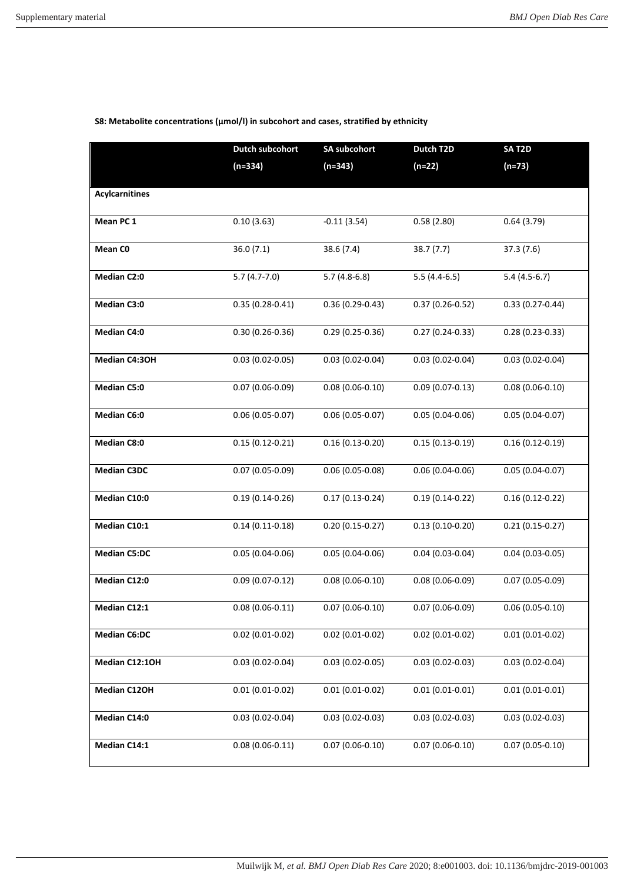**S8: Metabolite concentrations (µmol/l) in subcohort and cases, stratified by ethnicity**

| | Dutch subcohort (n=334) | SA subcohort (n=343) | Dutch T2D (n=22) | SA T2D (n=73) |
|---|---|---|---|---|
| **Acylcarnitines** | | | | |
| **Mean PC 1** | 0.10 (3.63) | -0.11 (3.54) | 0.58 (2.80) | 0.64 (3.79) |
| **Mean C0** | 36.0 (7.1) | 38.6 (7.4) | 38.7 (7.7) | 37.3 (7.6) |
| **Median C2:0** | 5.7 (4.7-7.0) | 5.7 (4.8-6.8) | 5.5 (4.4-6.5) | 5.4 (4.5-6.7) |
| **Median C3:0** | 0.35 (0.28-0.41) | 0.36 (0.29-0.43) | 0.37 (0.26-0.52) | 0.33 (0.27-0.44) |
| **Median C4:0** | 0.30 (0.26-0.36) | 0.29 (0.25-0.36) | 0.27 (0.24-0.33) | 0.28 (0.23-0.33) |
| **Median C4:3OH** | 0.03 (0.02-0.05) | 0.03 (0.02-0.04) | 0.03 (0.02-0.04) | 0.03 (0.02-0.04) |
| **Median C5:0** | 0.07 (0.06-0.09) | 0.08 (0.06-0.10) | 0.09 (0.07-0.13) | 0.08 (0.06-0.10) |
| **Median C6:0** | 0.06 (0.05-0.07) | 0.06 (0.05-0.07) | 0.05 (0.04-0.06) | 0.05 (0.04-0.07) |
| **Median C8:0** | 0.15 (0.12-0.21) | 0.16 (0.13-0.20) | 0.15 (0.13-0.19) | 0.16 (0.12-0.19) |
| **Median C3DC** | 0.07 (0.05-0.09) | 0.06 (0.05-0.08) | 0.06 (0.04-0.06) | 0.05 (0.04-0.07) |
| **Median C10:0** | 0.19 (0.14-0.26) | 0.17 (0.13-0.24) | 0.19 (0.14-0.22) | 0.16 (0.12-0.22) |
| **Median C10:1** | 0.14 (0.11-0.18) | 0.20 (0.15-0.27) | 0.13 (0.10-0.20) | 0.21 (0.15-0.27) |
| **Median C5:DC** | 0.05 (0.04-0.06) | 0.05 (0.04-0.06) | 0.04 (0.03-0.04) | 0.04 (0.03-0.05) |
| **Median C12:0** | 0.09 (0.07-0.12) | 0.08 (0.06-0.10) | 0.08 (0.06-0.09) | 0.07 (0.05-0.09) |
| **Median C12:1** | 0.08 (0.06-0.11) | 0.07 (0.06-0.10) | 0.07 (0.06-0.09) | 0.06 (0.05-0.10) |
| **Median C6:DC** | 0.02 (0.01-0.02) | 0.02 (0.01-0.02) | 0.02 (0.01-0.02) | 0.01 (0.01-0.02) |
| **Median C12:1OH** | 0.03 (0.02-0.04) | 0.03 (0.02-0.05) | 0.03 (0.02-0.03) | 0.03 (0.02-0.04) |
| **Median C12OH** | 0.01 (0.01-0.02) | 0.01 (0.01-0.02) | 0.01 (0.01-0.01) | 0.01 (0.01-0.01) |
| **Median C14:0** | 0.03 (0.02-0.04) | 0.03 (0.02-0.03) | 0.03 (0.02-0.03) | 0.03 (0.02-0.03) |
| **Median C14:1** | 0.08 (0.06-0.11) | 0.07 (0.06-0.10) | 0.07 (0.06-0.10) | 0.07 (0.05-0.10) |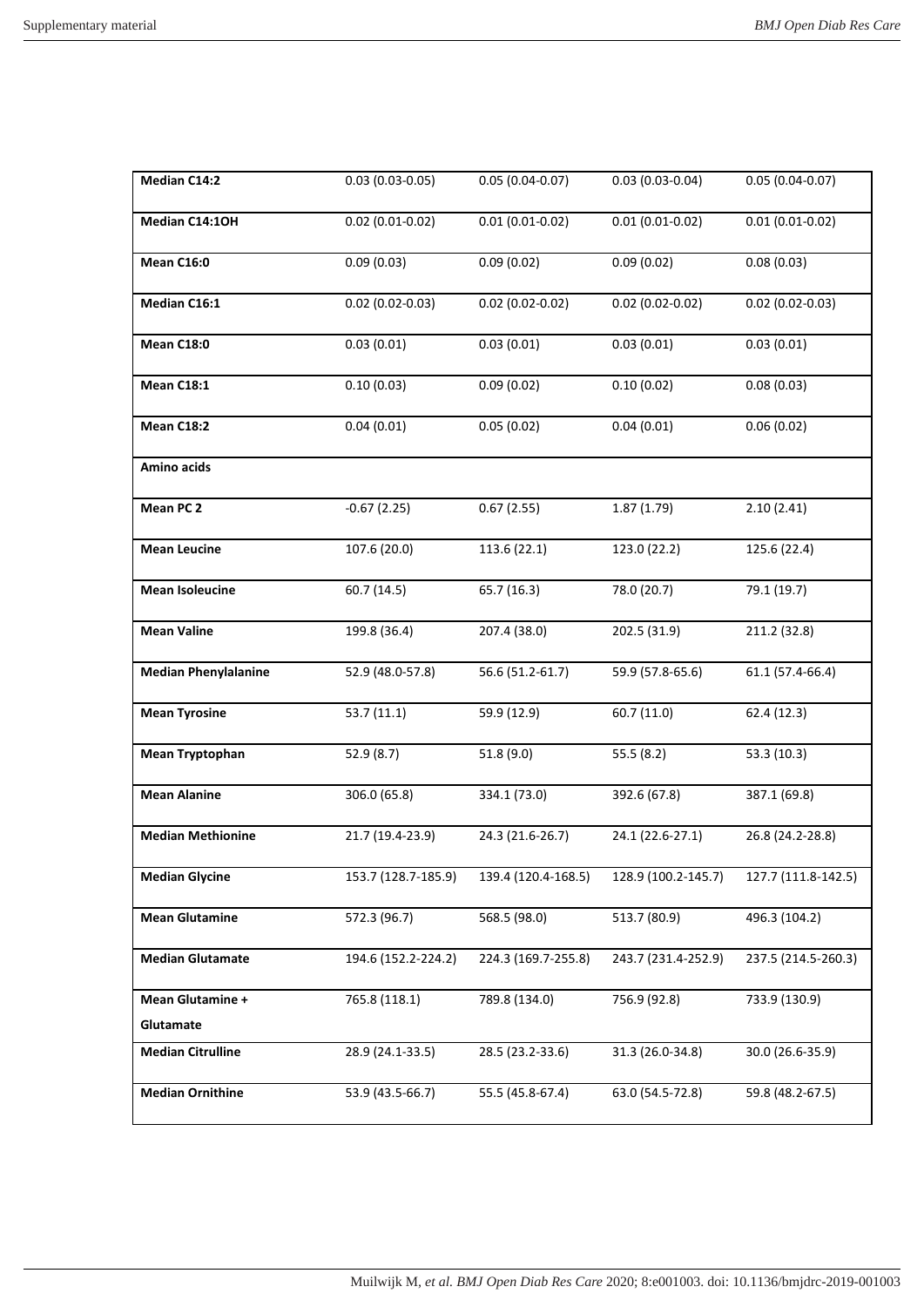| | | | | |
|---|---|---|---|---|
| **Median C14:2** | 0.03 (0.03-0.05) | 0.05 (0.04-0.07) | 0.03 (0.03-0.04) | 0.05 (0.04-0.07) |
| **Median C14:1OH** | 0.02 (0.01-0.02) | 0.01 (0.01-0.02) | 0.01 (0.01-0.02) | 0.01 (0.01-0.02) |
| **Mean C16:0** | 0.09 (0.03) | 0.09 (0.02) | 0.09 (0.02) | 0.08 (0.03) |
| **Median C16:1** | 0.02 (0.02-0.03) | 0.02 (0.02-0.02) | 0.02 (0.02-0.02) | 0.02 (0.02-0.03) |
| **Mean C18:0** | 0.03 (0.01) | 0.03 (0.01) | 0.03 (0.01) | 0.03 (0.01) |
| **Mean C18:1** | 0.10 (0.03) | 0.09 (0.02) | 0.10 (0.02) | 0.08 (0.03) |
| **Mean C18:2** | 0.04 (0.01) | 0.05 (0.02) | 0.04 (0.01) | 0.06 (0.02) |
| **Amino acids** | | | | |
| **Mean PC 2** | -0.67 (2.25) | 0.67 (2.55) | 1.87 (1.79) | 2.10 (2.41) |
| **Mean Leucine** | 107.6 (20.0) | 113.6 (22.1) | 123.0 (22.2) | 125.6 (22.4) |
| **Mean Isoleucine** | 60.7 (14.5) | 65.7 (16.3) | 78.0 (20.7) | 79.1 (19.7) |
| **Mean Valine** | 199.8 (36.4) | 207.4 (38.0) | 202.5 (31.9) | 211.2 (32.8) |
| **Median Phenylalanine** | 52.9 (48.0-57.8) | 56.6 (51.2-61.7) | 59.9 (57.8-65.6) | 61.1 (57.4-66.4) |
| **Mean Tyrosine** | 53.7 (11.1) | 59.9 (12.9) | 60.7 (11.0) | 62.4 (12.3) |
| **Mean Tryptophan** | 52.9 (8.7) | 51.8 (9.0) | 55.5 (8.2) | 53.3 (10.3) |
| **Mean Alanine** | 306.0 (65.8) | 334.1 (73.0) | 392.6 (67.8) | 387.1 (69.8) |
| **Median Methionine** | 21.7 (19.4-23.9) | 24.3 (21.6-26.7) | 24.1 (22.6-27.1) | 26.8 (24.2-28.8) |
| **Median Glycine** | 153.7 (128.7-185.9) | 139.4 (120.4-168.5) | 128.9 (100.2-145.7) | 127.7 (111.8-142.5) |
| **Mean Glutamine** | 572.3 (96.7) | 568.5 (98.0) | 513.7 (80.9) | 496.3 (104.2) |
| **Median Glutamate** | 194.6 (152.2-224.2) | 224.3 (169.7-255.8) | 243.7 (231.4-252.9) | 237.5 (214.5-260.3) |
| **Mean Glutamine + Glutamate** | 765.8 (118.1) | 789.8 (134.0) | 756.9 (92.8) | 733.9 (130.9) |
| **Median Citrulline** | 28.9 (24.1-33.5) | 28.5 (23.2-33.6) | 31.3 (26.0-34.8) | 30.0 (26.6-35.9) |
| **Median Ornithine** | 53.9 (43.5-66.7) | 55.5 (45.8-67.4) | 63.0 (54.5-72.8) | 59.8 (48.2-67.5) |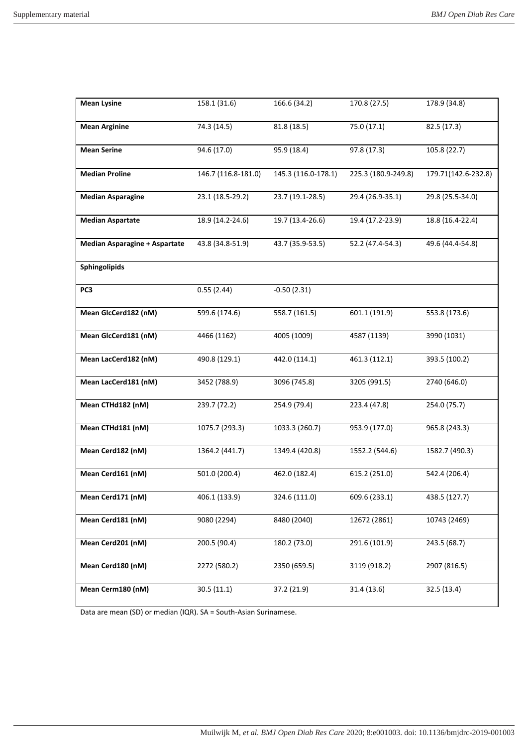| | | | | |
|---|---|---|---|---|
| **Mean Lysine** | 158.1 (31.6) | 166.6 (34.2) | 170.8 (27.5) | 178.9 (34.8) |
| **Mean Arginine** | 74.3 (14.5) | 81.8 (18.5) | 75.0 (17.1) | 82.5 (17.3) |
| **Mean Serine** | 94.6 (17.0) | 95.9 (18.4) | 97.8 (17.3) | 105.8 (22.7) |
| **Median Proline** | 146.7 (116.8-181.0) | 145.3 (116.0-178.1) | 225.3 (180.9-249.8) | 179.71(142.6-232.8) |
| **Median Asparagine** | 23.1 (18.5-29.2) | 23.7 (19.1-28.5) | 29.4 (26.9-35.1) | 29.8 (25.5-34.0) |
| **Median Aspartate** | 18.9 (14.2-24.6) | 19.7 (13.4-26.6) | 19.4 (17.2-23.9) | 18.8 (16.4-22.4) |
| **Median Asparagine + Aspartate** | 43.8 (34.8-51.9) | 43.7 (35.9-53.5) | 52.2 (47.4-54.3) | 49.6 (44.4-54.8) |
| **Sphingolipids** | | | | |
| **PC3** | 0.55 (2.44) | -0.50 (2.31) | | |
| **Mean GlcCerd182 (nM)** | 599.6 (174.6) | 558.7 (161.5) | 601.1 (191.9) | 553.8 (173.6) |
| **Mean GlcCerd181 (nM)** | 4466 (1162) | 4005 (1009) | 4587 (1139) | 3990 (1031) |
| **Mean LacCerd182 (nM)** | 490.8 (129.1) | 442.0 (114.1) | 461.3 (112.1) | 393.5 (100.2) |
| **Mean LacCerd181 (nM)** | 3452 (788.9) | 3096 (745.8) | 3205 (991.5) | 2740 (646.0) |
| **Mean CTHd182 (nM)** | 239.7 (72.2) | 254.9 (79.4) | 223.4 (47.8) | 254.0 (75.7) |
| **Mean CTHd181 (nM)** | 1075.7 (293.3) | 1033.3 (260.7) | 953.9 (177.0) | 965.8 (243.3) |
| **Mean Cerd182 (nM)** | 1364.2 (441.7) | 1349.4 (420.8) | 1552.2 (544.6) | 1582.7 (490.3) |
| **Mean Cerd161 (nM)** | 501.0 (200.4) | 462.0 (182.4) | 615.2 (251.0) | 542.4 (206.4) |
| **Mean Cerd171 (nM)** | 406.1 (133.9) | 324.6 (111.0) | 609.6 (233.1) | 438.5 (127.7) |
| **Mean Cerd181 (nM)** | 9080 (2294) | 8480 (2040) | 12672 (2861) | 10743 (2469) |
| **Mean Cerd201 (nM)** | 200.5 (90.4) | 180.2 (73.0) | 291.6 (101.9) | 243.5 (68.7) |
| **Mean Cerd180 (nM)** | 2272 (580.2) | 2350 (659.5) | 3119 (918.2) | 2907 (816.5) |
| **Mean Cerm180 (nM)** | 30.5 (11.1) | 37.2 (21.9) | 31.4 (13.6) | 32.5 (13.4) |

Data are mean (SD) or median (IQR). SA = South-Asian Surinamese.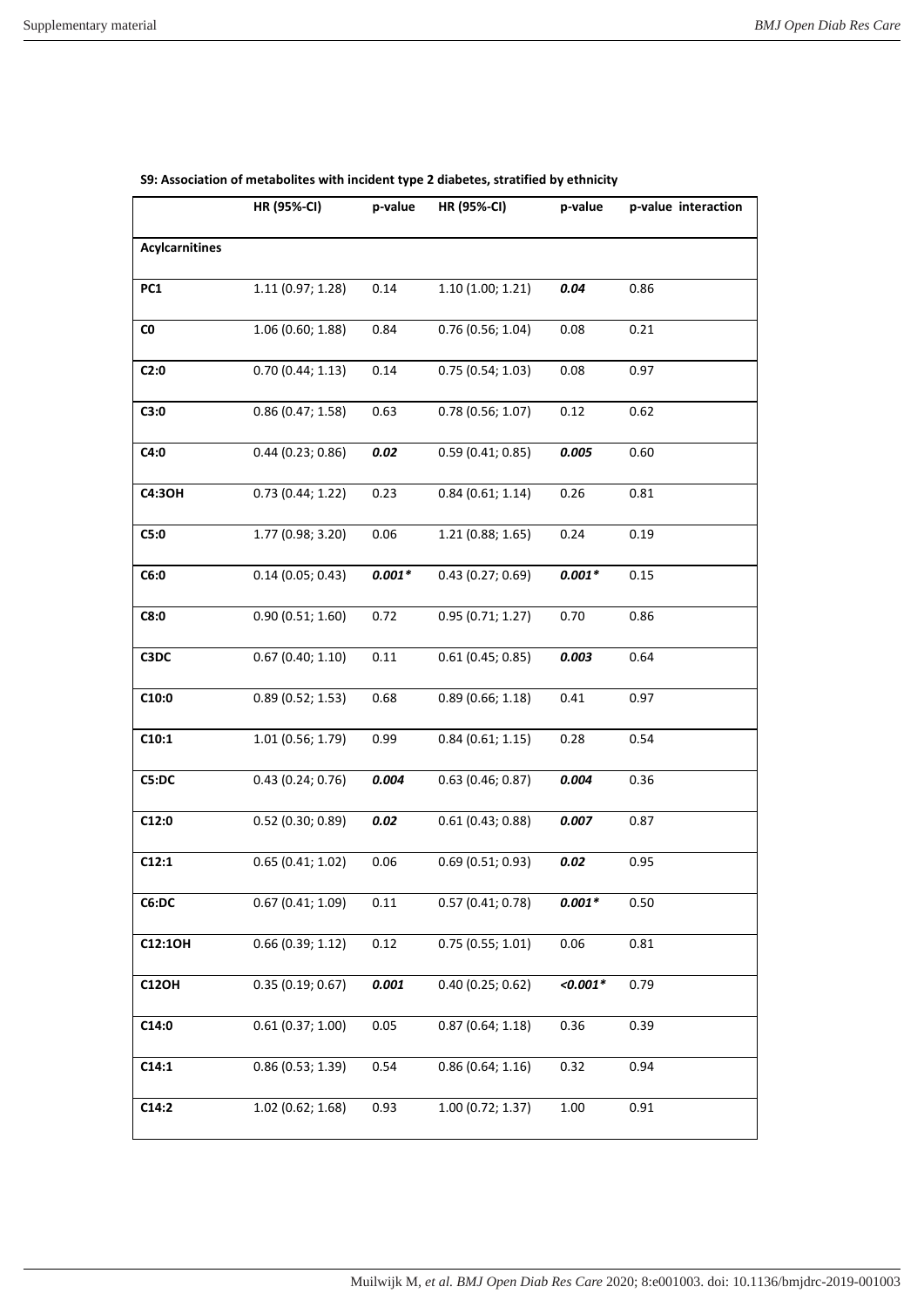**S9: Association of metabolites with incident type 2 diabetes, stratified by ethnicity**

| | HR (95%-CI) | p-value | HR (95%-CI) | p-value | p-value interaction |
|---|---|---|---|---|---|
| **Acylcarnitines** | | | | | |
| **PC1** | 1.11 (0.97; 1.28) | 0.14 | 1.10 (1.00; 1.21) | ***0.04*** | 0.86 |
| **C0** | 1.06 (0.60; 1.88) | 0.84 | 0.76 (0.56; 1.04) | 0.08 | 0.21 |
| **C2:0** | 0.70 (0.44; 1.13) | 0.14 | 0.75 (0.54; 1.03) | 0.08 | 0.97 |
| **C3:0** | 0.86 (0.47; 1.58) | 0.63 | 0.78 (0.56; 1.07) | 0.12 | 0.62 |
| **C4:0** | 0.44 (0.23; 0.86) | ***0.02*** | 0.59 (0.41; 0.85) | ***0.005*** | 0.60 |
| **C4:3OH** | 0.73 (0.44; 1.22) | 0.23 | 0.84 (0.61; 1.14) | 0.26 | 0.81 |
| **C5:0** | 1.77 (0.98; 3.20) | 0.06 | 1.21 (0.88; 1.65) | 0.24 | 0.19 |
| **C6:0** | 0.14 (0.05; 0.43) | ***0.001**** | 0.43 (0.27; 0.69) | ***0.001**** | 0.15 |
| **C8:0** | 0.90 (0.51; 1.60) | 0.72 | 0.95 (0.71; 1.27) | 0.70 | 0.86 |
| **C3DC** | 0.67 (0.40; 1.10) | 0.11 | 0.61 (0.45; 0.85) | ***0.003*** | 0.64 |
| **C10:0** | 0.89 (0.52; 1.53) | 0.68 | 0.89 (0.66; 1.18) | 0.41 | 0.97 |
| **C10:1** | 1.01 (0.56; 1.79) | 0.99 | 0.84 (0.61; 1.15) | 0.28 | 0.54 |
| **C5:DC** | 0.43 (0.24; 0.76) | ***0.004*** | 0.63 (0.46; 0.87) | ***0.004*** | 0.36 |
| **C12:0** | 0.52 (0.30; 0.89) | ***0.02*** | 0.61 (0.43; 0.88) | ***0.007*** | 0.87 |
| **C12:1** | 0.65 (0.41; 1.02) | 0.06 | 0.69 (0.51; 0.93) | ***0.02*** | 0.95 |
| **C6:DC** | 0.67 (0.41; 1.09) | 0.11 | 0.57 (0.41; 0.78) | ***0.001**** | 0.50 |
| **C12:1OH** | 0.66 (0.39; 1.12) | 0.12 | 0.75 (0.55; 1.01) | 0.06 | 0.81 |
| **C12OH** | 0.35 (0.19; 0.67) | ***0.001*** | 0.40 (0.25; 0.62) | ***<0.001**** | 0.79 |
| **C14:0** | 0.61 (0.37; 1.00) | 0.05 | 0.87 (0.64; 1.18) | 0.36 | 0.39 |
| **C14:1** | 0.86 (0.53; 1.39) | 0.54 | 0.86 (0.64; 1.16) | 0.32 | 0.94 |
| **C14:2** | 1.02 (0.62; 1.68) | 0.93 | 1.00 (0.72; 1.37) | 1.00 | 0.91 |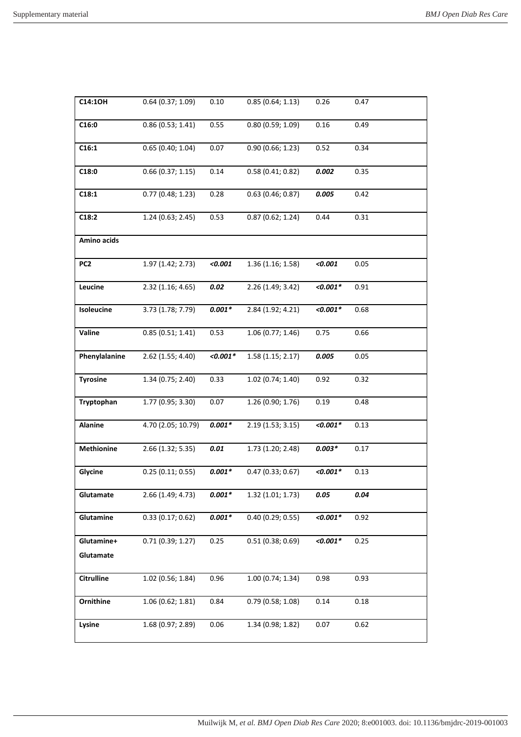| | | | | | |
|---|---|---|---|---|---|
| **C14:1OH** | 0.64 (0.37; 1.09) | 0.10 | 0.85 (0.64; 1.13) | 0.26 | 0.47 |
| **C16:0** | 0.86 (0.53; 1.41) | 0.55 | 0.80 (0.59; 1.09) | 0.16 | 0.49 |
| **C16:1** | 0.65 (0.40; 1.04) | 0.07 | 0.90 (0.66; 1.23) | 0.52 | 0.34 |
| **C18:0** | 0.66 (0.37; 1.15) | 0.14 | 0.58 (0.41; 0.82) | ***0.002*** | 0.35 |
| **C18:1** | 0.77 (0.48; 1.23) | 0.28 | 0.63 (0.46; 0.87) | ***0.005*** | 0.42 |
| **C18:2** | 1.24 (0.63; 2.45) | 0.53 | 0.87 (0.62; 1.24) | 0.44 | 0.31 |
| **Amino acids** | | | | | |
| **PC2** | 1.97 (1.42; 2.73) | ***<0.001*** | 1.36 (1.16; 1.58) | ***<0.001*** | 0.05 |
| **Leucine** | 2.32 (1.16; 4.65) | ***0.02*** | 2.26 (1.49; 3.42) | ***<0.001**** | 0.91 |
| **Isoleucine** | 3.73 (1.78; 7.79) | ***0.001**** | 2.84 (1.92; 4.21) | ***<0.001**** | 0.68 |
| **Valine** | 0.85 (0.51; 1.41) | 0.53 | 1.06 (0.77; 1.46) | 0.75 | 0.66 |
| **Phenylalanine** | 2.62 (1.55; 4.40) | ***<0.001**** | 1.58 (1.15; 2.17) | ***0.005*** | 0.05 |
| **Tyrosine** | 1.34 (0.75; 2.40) | 0.33 | 1.02 (0.74; 1.40) | 0.92 | 0.32 |
| **Tryptophan** | 1.77 (0.95; 3.30) | 0.07 | 1.26 (0.90; 1.76) | 0.19 | 0.48 |
| **Alanine** | 4.70 (2.05; 10.79) | ***0.001**** | 2.19 (1.53; 3.15) | ***<0.001**** | 0.13 |
| **Methionine** | 2.66 (1.32; 5.35) | ***0.01*** | 1.73 (1.20; 2.48) | ***0.003**** | 0.17 |
| **Glycine** | 0.25 (0.11; 0.55) | ***0.001**** | 0.47 (0.33; 0.67) | ***<0.001**** | 0.13 |
| **Glutamate** | 2.66 (1.49; 4.73) | ***0.001**** | 1.32 (1.01; 1.73) | ***0.05*** | ***0.04*** |
| **Glutamine** | 0.33 (0.17; 0.62) | ***0.001**** | 0.40 (0.29; 0.55) | ***<0.001**** | 0.92 |
| **Glutamine+ Glutamate** | 0.71 (0.39; 1.27) | 0.25 | 0.51 (0.38; 0.69) | ***<0.001**** | 0.25 |
| **Citrulline** | 1.02 (0.56; 1.84) | 0.96 | 1.00 (0.74; 1.34) | 0.98 | 0.93 |
| **Ornithine** | 1.06 (0.62; 1.81) | 0.84 | 0.79 (0.58; 1.08) | 0.14 | 0.18 |
| **Lysine** | 1.68 (0.97; 2.89) | 0.06 | 1.34 (0.98; 1.82) | 0.07 | 0.62 |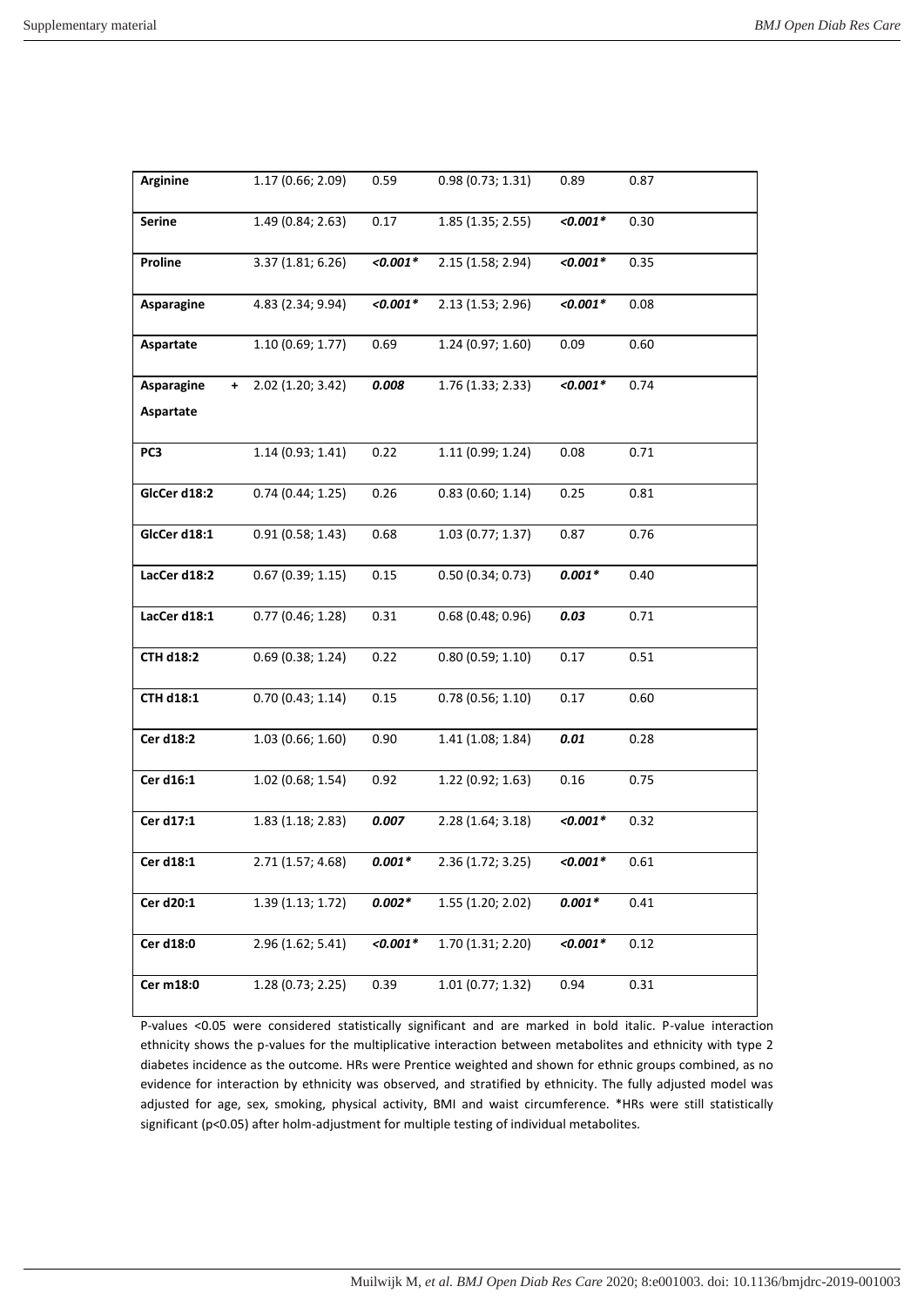| | | | | | |
|---|---|---|---|---|---|
| **Arginine** | 1.17 (0.66; 2.09) | 0.59 | 0.98 (0.73; 1.31) | 0.89 | 0.87 |
| **Serine** | 1.49 (0.84; 2.63) | 0.17 | 1.85 (1.35; 2.55) | ***<0.001**** | 0.30 |
| **Proline** | 3.37 (1.81; 6.26) | ***<0.001**** | 2.15 (1.58; 2.94) | ***<0.001**** | 0.35 |
| **Asparagine** | 4.83 (2.34; 9.94) | ***<0.001**** | 2.13 (1.53; 2.96) | ***<0.001**** | 0.08 |
| **Aspartate** | 1.10 (0.69; 1.77) | 0.69 | 1.24 (0.97; 1.60) | 0.09 | 0.60 |
| **Asparagine + Aspartate** | 2.02 (1.20; 3.42) | ***0.008*** | 1.76 (1.33; 2.33) | ***<0.001**** | 0.74 |
| **PC3** | 1.14 (0.93; 1.41) | 0.22 | 1.11 (0.99; 1.24) | 0.08 | 0.71 |
| **GlcCer d18:2** | 0.74 (0.44; 1.25) | 0.26 | 0.83 (0.60; 1.14) | 0.25 | 0.81 |
| **GlcCer d18:1** | 0.91 (0.58; 1.43) | 0.68 | 1.03 (0.77; 1.37) | 0.87 | 0.76 |
| **LacCer d18:2** | 0.67 (0.39; 1.15) | 0.15 | 0.50 (0.34; 0.73) | ***0.001**** | 0.40 |
| **LacCer d18:1** | 0.77 (0.46; 1.28) | 0.31 | 0.68 (0.48; 0.96) | ***0.03*** | 0.71 |
| **CTH d18:2** | 0.69 (0.38; 1.24) | 0.22 | 0.80 (0.59; 1.10) | 0.17 | 0.51 |
| **CTH d18:1** | 0.70 (0.43; 1.14) | 0.15 | 0.78 (0.56; 1.10) | 0.17 | 0.60 |
| **Cer d18:2** | 1.03 (0.66; 1.60) | 0.90 | 1.41 (1.08; 1.84) | ***0.01*** | 0.28 |
| **Cer d16:1** | 1.02 (0.68; 1.54) | 0.92 | 1.22 (0.92; 1.63) | 0.16 | 0.75 |
| **Cer d17:1** | 1.83 (1.18; 2.83) | ***0.007*** | 2.28 (1.64; 3.18) | ***<0.001**** | 0.32 |
| **Cer d18:1** | 2.71 (1.57; 4.68) | ***0.001**** | 2.36 (1.72; 3.25) | ***<0.001**** | 0.61 |
| **Cer d20:1** | 1.39 (1.13; 1.72) | ***0.002**** | 1.55 (1.20; 2.02) | ***0.001**** | 0.41 |
| **Cer d18:0** | 2.96 (1.62; 5.41) | ***<0.001**** | 1.70 (1.31; 2.20) | ***<0.001**** | 0.12 |
| **Cer m18:0** | 1.28 (0.73; 2.25) | 0.39 | 1.01 (0.77; 1.32) | 0.94 | 0.31 |

P-values <0.05 were considered statistically significant and are marked in bold italic. P-value interaction ethnicity shows the p-values for the multiplicative interaction between metabolites and ethnicity with type 2 diabetes incidence as the outcome. HRs were Prentice weighted and shown for ethnic groups combined, as no evidence for interaction by ethnicity was observed, and stratified by ethnicity. The fully adjusted model was adjusted for age, sex, smoking, physical activity, BMI and waist circumference. *HRs were still statistically significant (p<0.05) after holm-adjustment for multiple testing of individual metabolites.